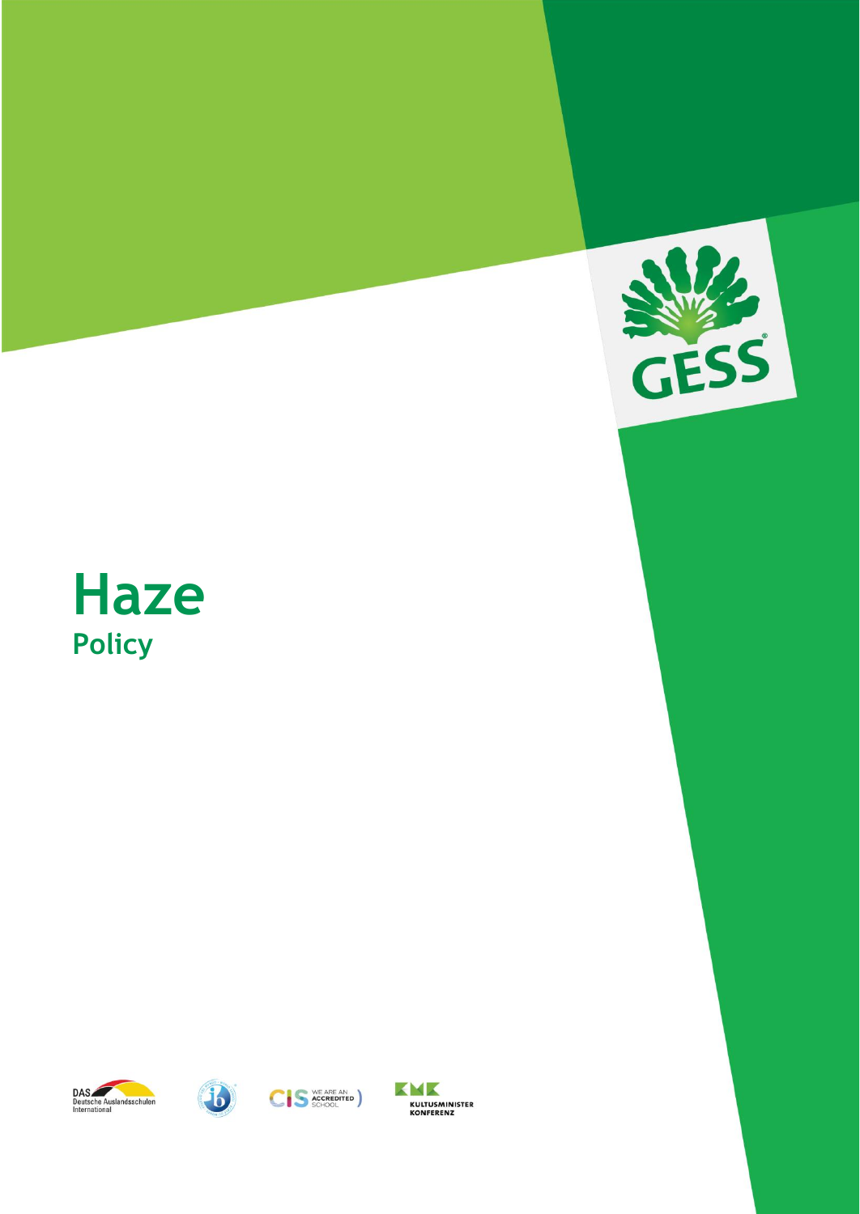# Haze

## Policy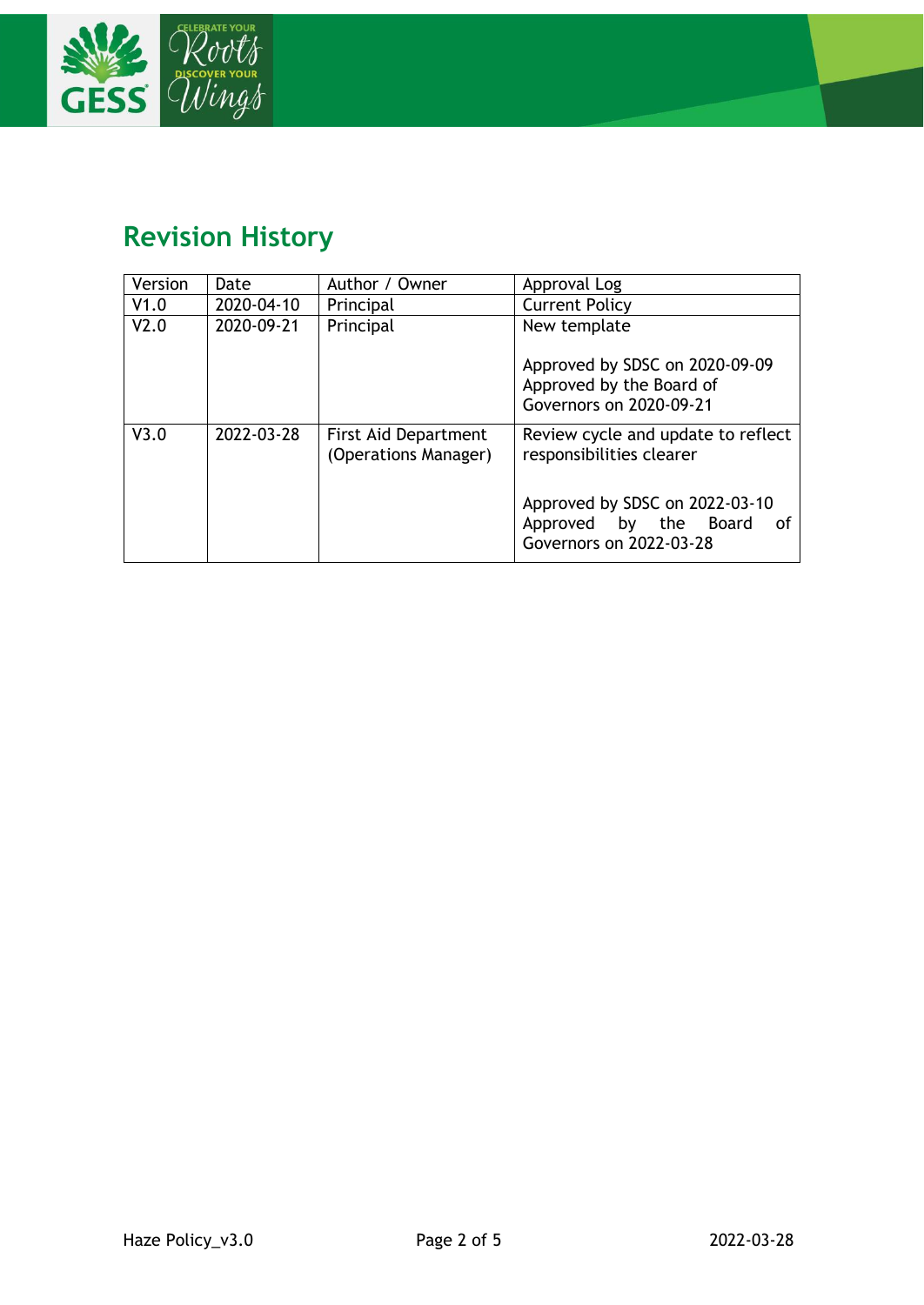## Revision History

| Version | Date | Author / Owner | Approval Log |
|---|---|---|---|
| V1.0 | 2020-04-10 | Principal | Current Policy |
| V2.0 | 2020-09-21 | Principal | New template<br><br>Approved by SDSC on 2020-09-09<br>Approved by the Board of Governors on 2020-09-21 |
| V3.0 | 2022-03-28 | First Aid Department (Operations Manager) | Review cycle and update to reflect responsibilities clearer<br><br>Approved by SDSC on 2022-03-10<br>Approved by the Board of Governors on 2022-03-28 |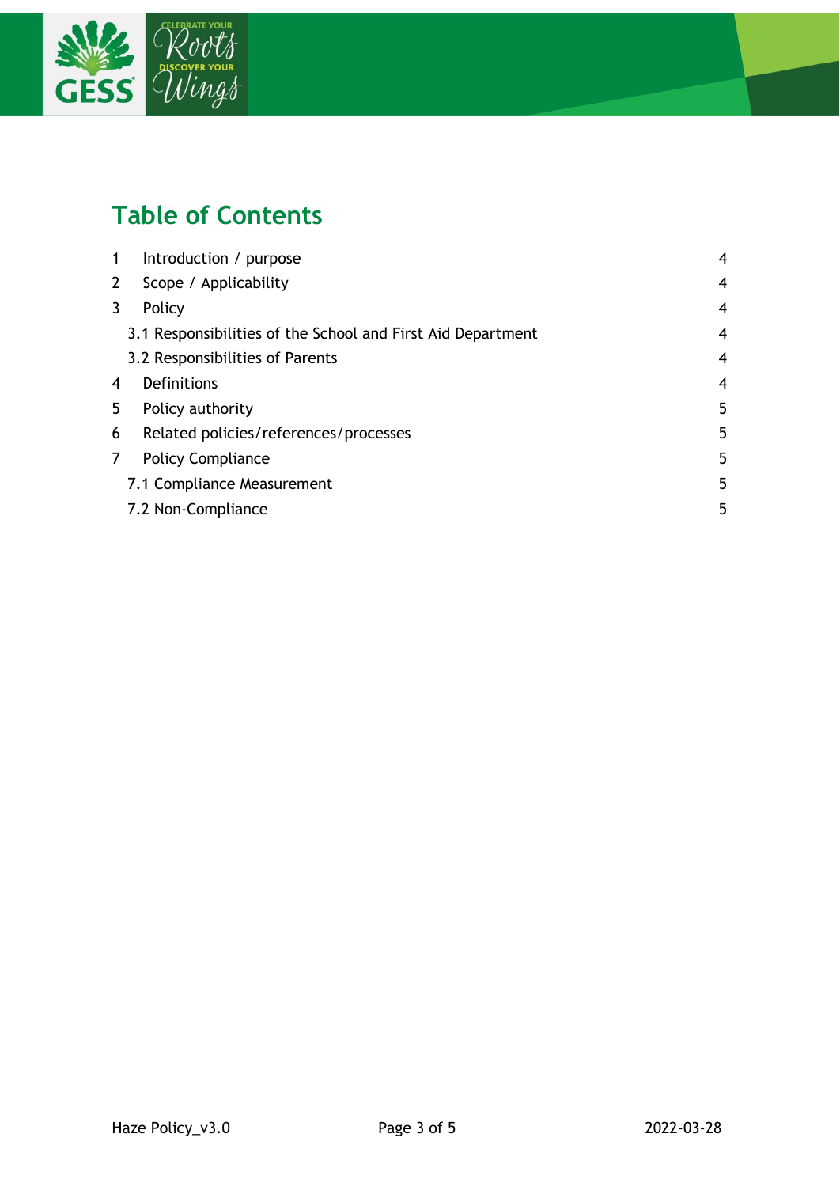# Table of Contents

| | | |
|---|---|---|
| 1 | Introduction / purpose | 4 |
| 2 | Scope / Applicability | 4 |
| 3 | Policy | 4 |
| | 3.1 Responsibilities of the School and First Aid Department | 4 |
| | 3.2 Responsibilities of Parents | 4 |
| 4 | Definitions | 4 |
| 5 | Policy authority | 5 |
| 6 | Related policies/references/processes | 5 |
| 7 | Policy Compliance | 5 |
| | 7.1 Compliance Measurement | 5 |
| | 7.2 Non-Compliance | 5 |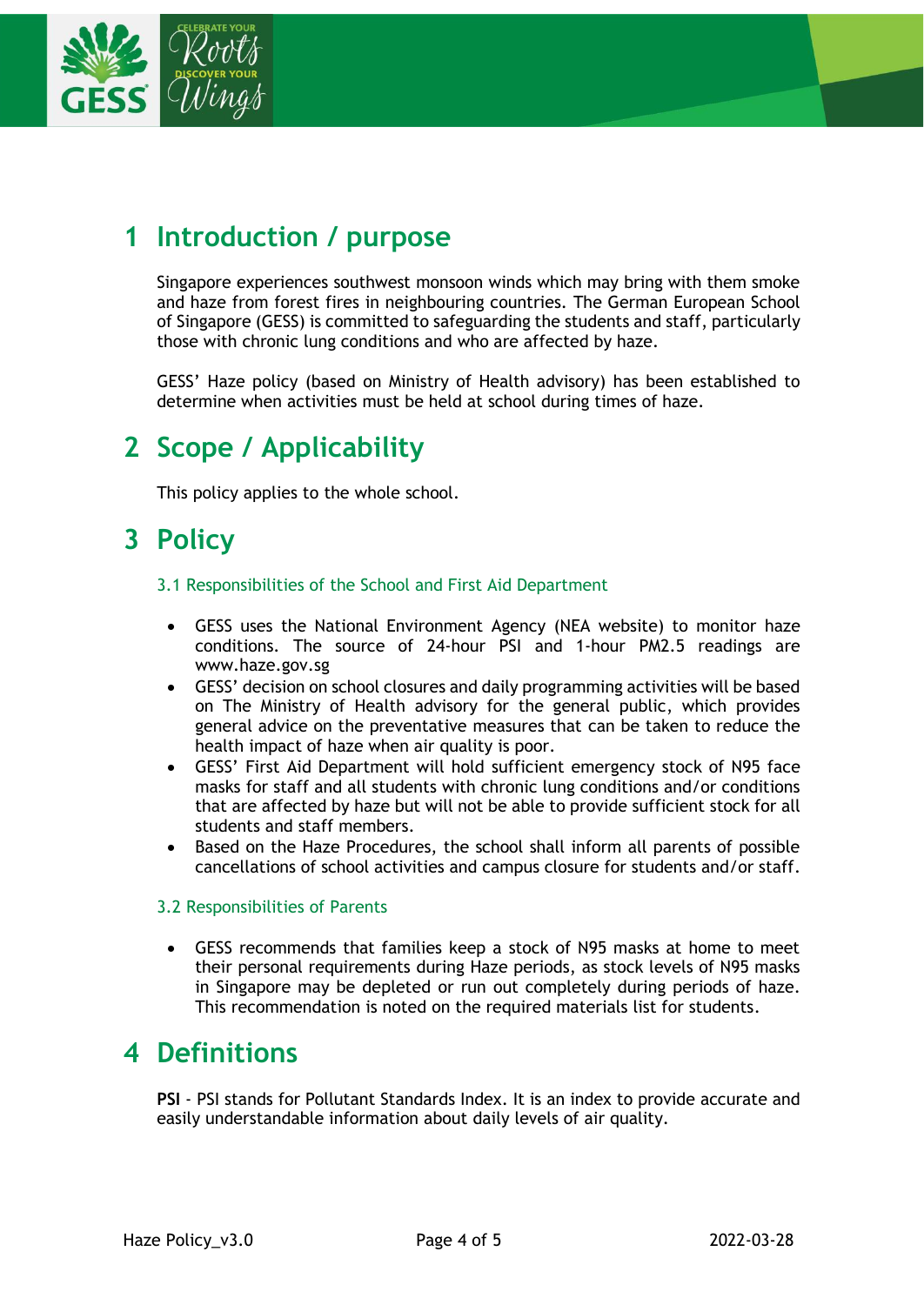# 1 Introduction / purpose

Singapore experiences southwest monsoon winds which may bring with them smoke and haze from forest fires in neighbouring countries. The German European School of Singapore (GESS) is committed to safeguarding the students and staff, particularly those with chronic lung conditions and who are affected by haze.

GESS' Haze policy (based on Ministry of Health advisory) has been established to determine when activities must be held at school during times of haze.

# 2 Scope / Applicability

This policy applies to the whole school.

# 3 Policy

### 3.1 Responsibilities of the School and First Aid Department

- GESS uses the National Environment Agency (NEA website) to monitor haze conditions. The source of 24-hour PSI and 1-hour PM2.5 readings are www.haze.gov.sg
- GESS' decision on school closures and daily programming activities will be based on The Ministry of Health advisory for the general public, which provides general advice on the preventative measures that can be taken to reduce the health impact of haze when air quality is poor.
- GESS' First Aid Department will hold sufficient emergency stock of N95 face masks for staff and all students with chronic lung conditions and/or conditions that are affected by haze but will not be able to provide sufficient stock for all students and staff members.
- Based on the Haze Procedures, the school shall inform all parents of possible cancellations of school activities and campus closure for students and/or staff.

### 3.2 Responsibilities of Parents

- GESS recommends that families keep a stock of N95 masks at home to meet their personal requirements during Haze periods, as stock levels of N95 masks in Singapore may be depleted or run out completely during periods of haze. This recommendation is noted on the required materials list for students.

# 4 Definitions

**PSI** - PSI stands for Pollutant Standards Index. It is an index to provide accurate and easily understandable information about daily levels of air quality.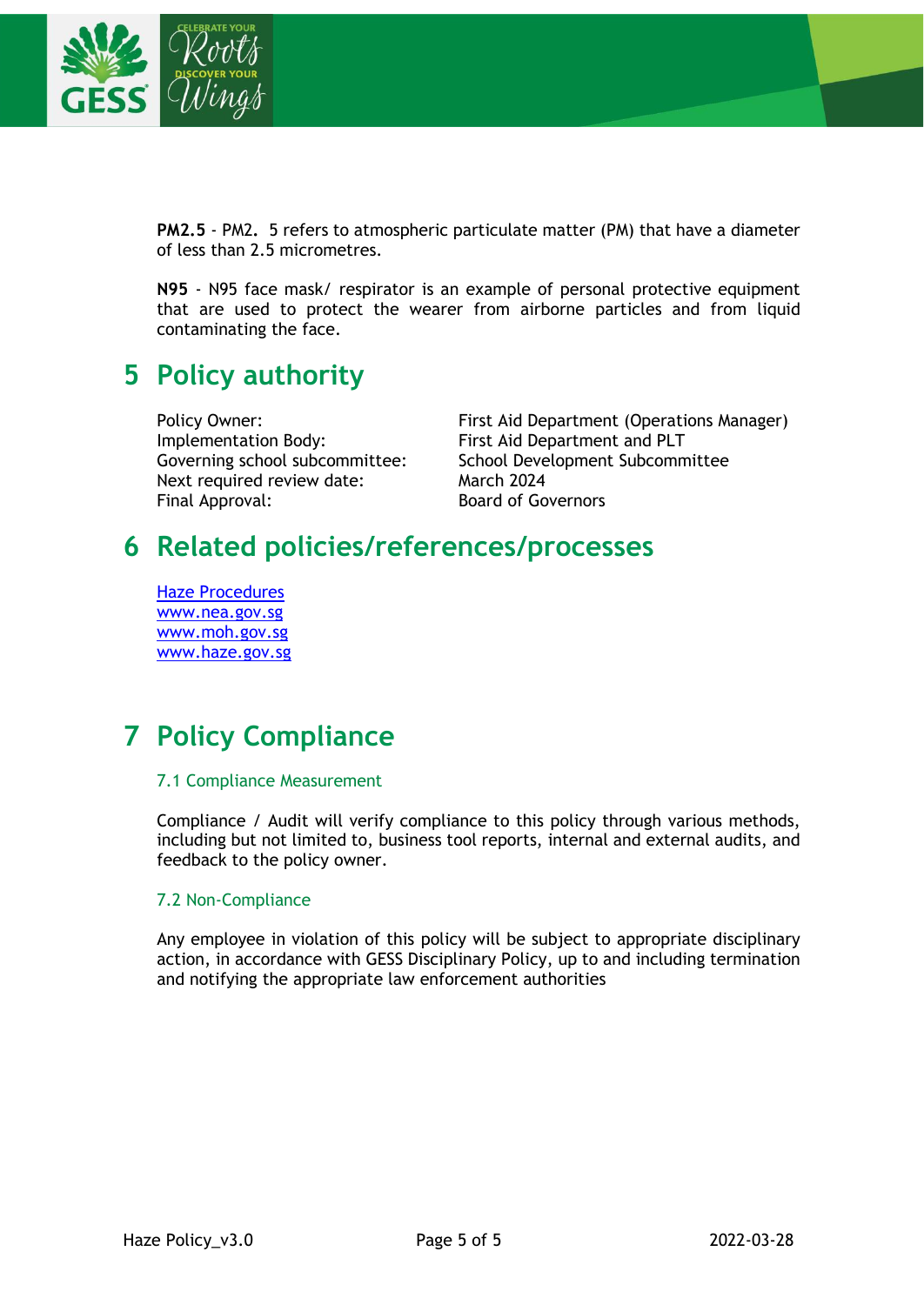**PM2.5** - PM2. 5 refers to atmospheric particulate matter (PM) that have a diameter of less than 2.5 micrometres.

**N95** - N95 face mask/ respirator is an example of personal protective equipment that are used to protect the wearer from airborne particles and from liquid contaminating the face.

# 5 Policy authority

| | |
|---|---|
| Policy Owner: | First Aid Department (Operations Manager) |
| Implementation Body: | First Aid Department and PLT |
| Governing school subcommittee: | School Development Subcommittee |
| Next required review date: | March 2024 |
| Final Approval: | Board of Governors |

# 6 Related policies/references/processes

Haze Procedures
www.nea.gov.sg
www.moh.gov.sg
www.haze.gov.sg

# 7 Policy Compliance

## 7.1 Compliance Measurement

Compliance / Audit will verify compliance to this policy through various methods, including but not limited to, business tool reports, internal and external audits, and feedback to the policy owner.

## 7.2 Non-Compliance

Any employee in violation of this policy will be subject to appropriate disciplinary action, in accordance with GESS Disciplinary Policy, up to and including termination and notifying the appropriate law enforcement authorities